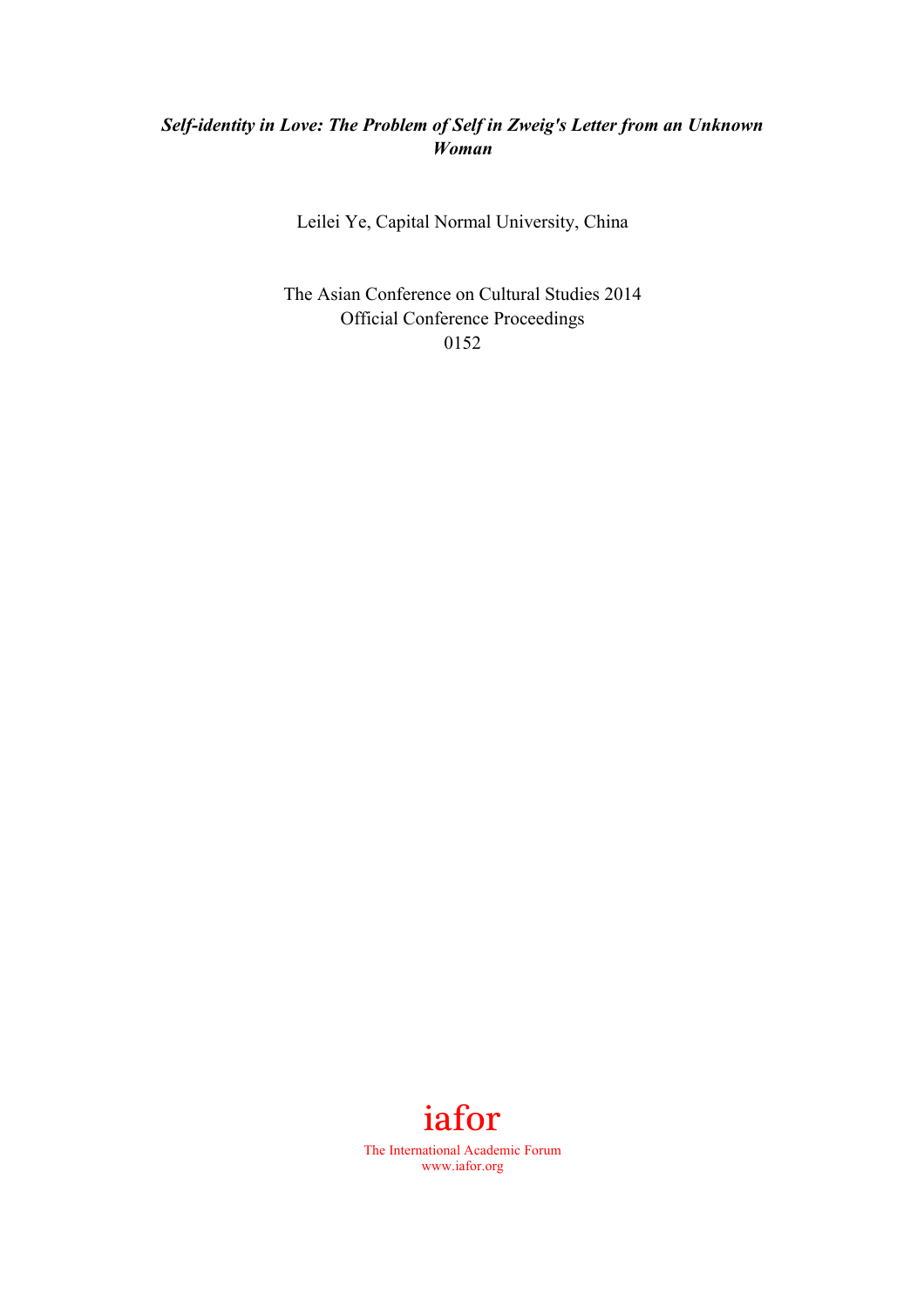# *Self-identity in Love: The Problem of Self in Zweig's Letter from an Unknown Woman*

Leilei Ye, Capital Normal University, China

The Asian Conference on Cultural Studies 2014
Official Conference Proceedings
0152

iafor
The International Academic Forum
www.iafor.org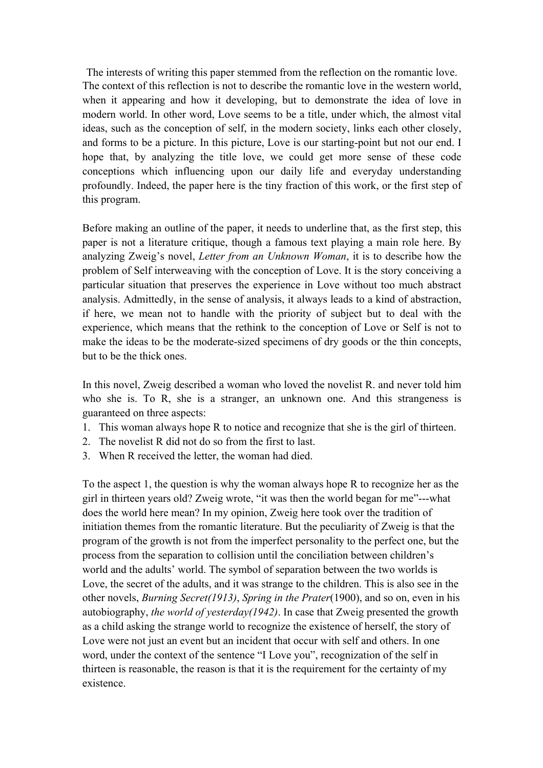The interests of writing this paper stemmed from the reflection on the romantic love. The context of this reflection is not to describe the romantic love in the western world, when it appearing and how it developing, but to demonstrate the idea of love in modern world. In other word, Love seems to be a title, under which, the almost vital ideas, such as the conception of self, in the modern society, links each other closely, and forms to be a picture. In this picture, Love is our starting-point but not our end. I hope that, by analyzing the title love, we could get more sense of these code conceptions which influencing upon our daily life and everyday understanding profoundly. Indeed, the paper here is the tiny fraction of this work, or the first step of this program.

Before making an outline of the paper, it needs to underline that, as the first step, this paper is not a literature critique, though a famous text playing a main role here. By analyzing Zweig's novel, *Letter from an Unknown Woman*, it is to describe how the problem of Self interweaving with the conception of Love. It is the story conceiving a particular situation that preserves the experience in Love without too much abstract analysis. Admittedly, in the sense of analysis, it always leads to a kind of abstraction, if here, we mean not to handle with the priority of subject but to deal with the experience, which means that the rethink to the conception of Love or Self is not to make the ideas to be the moderate-sized specimens of dry goods or the thin concepts, but to be the thick ones.

In this novel, Zweig described a woman who loved the novelist R. and never told him who she is. To R, she is a stranger, an unknown one. And this strangeness is guaranteed on three aspects:

1. This woman always hope R to notice and recognize that she is the girl of thirteen.
2. The novelist R did not do so from the first to last.
3. When R received the letter, the woman had died.

To the aspect 1, the question is why the woman always hope R to recognize her as the girl in thirteen years old? Zweig wrote, "it was then the world began for me"---what does the world here mean? In my opinion, Zweig here took over the tradition of initiation themes from the romantic literature. But the peculiarity of Zweig is that the program of the growth is not from the imperfect personality to the perfect one, but the process from the separation to collision until the conciliation between children's world and the adults' world. The symbol of separation between the two worlds is Love, the secret of the adults, and it was strange to the children. This is also see in the other novels, *Burning Secret(1913)*, *Spring in the Prater*(1900), and so on, even in his autobiography, *the world of yesterday(1942)*. In case that Zweig presented the growth as a child asking the strange world to recognize the existence of herself, the story of Love were not just an event but an incident that occur with self and others. In one word, under the context of the sentence "I Love you", recognization of the self in thirteen is reasonable, the reason is that it is the requirement for the certainty of my existence.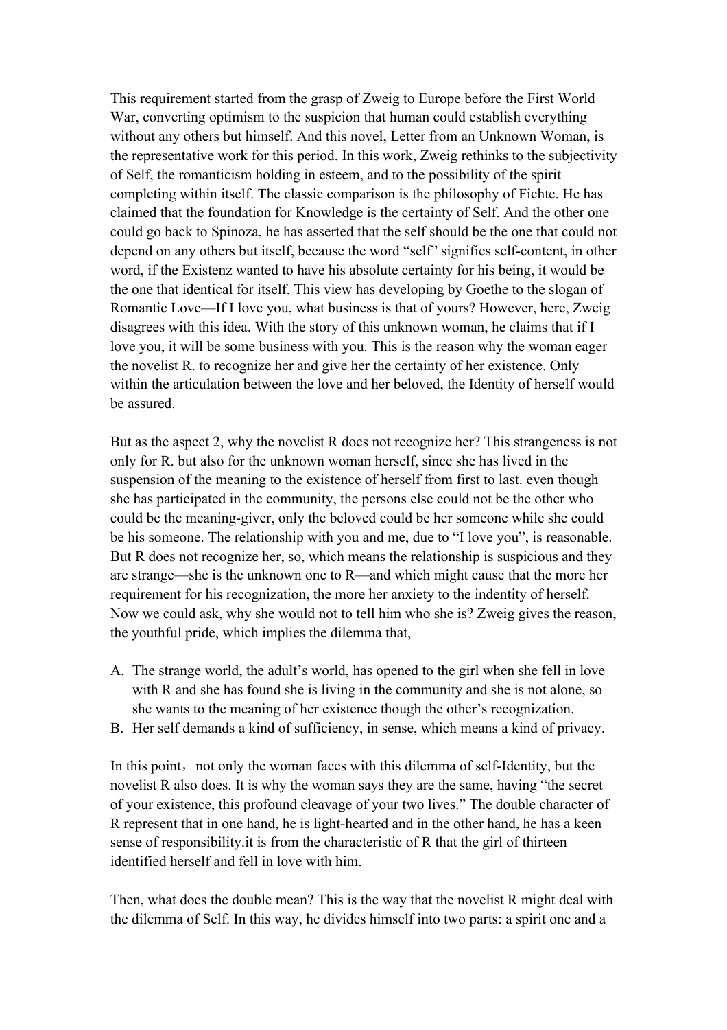This requirement started from the grasp of Zweig to Europe before the First World War, converting optimism to the suspicion that human could establish everything without any others but himself. And this novel, Letter from an Unknown Woman, is the representative work for this period. In this work, Zweig rethinks to the subjectivity of Self, the romanticism holding in esteem, and to the possibility of the spirit completing within itself. The classic comparison is the philosophy of Fichte. He has claimed that the foundation for Knowledge is the certainty of Self. And the other one could go back to Spinoza, he has asserted that the self should be the one that could not depend on any others but itself, because the word "self" signifies self-content, in other word, if the Existenz wanted to have his absolute certainty for his being, it would be the one that identical for itself. This view has developing by Goethe to the slogan of Romantic Love—If I love you, what business is that of yours? However, here, Zweig disagrees with this idea. With the story of this unknown woman, he claims that if I love you, it will be some business with you. This is the reason why the woman eager the novelist R. to recognize her and give her the certainty of her existence. Only within the articulation between the love and her beloved, the Identity of herself would be assured.

But as the aspect 2, why the novelist R does not recognize her? This strangeness is not only for R. but also for the unknown woman herself, since she has lived in the suspension of the meaning to the existence of herself from first to last. even though she has participated in the community, the persons else could not be the other who could be the meaning-giver, only the beloved could be her someone while she could be his someone. The relationship with you and me, due to "I love you", is reasonable. But R does not recognize her, so, which means the relationship is suspicious and they are strange—she is the unknown one to R—and which might cause that the more her requirement for his recognization, the more her anxiety to the indentity of herself. Now we could ask, why she would not to tell him who she is? Zweig gives the reason, the youthful pride, which implies the dilemma that,

A. The strange world, the adult's world, has opened to the girl when she fell in love with R and she has found she is living in the community and she is not alone, so she wants to the meaning of her existence though the other's recognization.
B. Her self demands a kind of sufficiency, in sense, which means a kind of privacy.

In this point，not only the woman faces with this dilemma of self-Identity, but the novelist R also does. It is why the woman says they are the same, having "the secret of your existence, this profound cleavage of your two lives." The double character of R represent that in one hand, he is light-hearted and in the other hand, he has a keen sense of responsibility.it is from the characteristic of R that the girl of thirteen identified herself and fell in love with him.

Then, what does the double mean? This is the way that the novelist R might deal with the dilemma of Self. In this way, he divides himself into two parts: a spirit one and a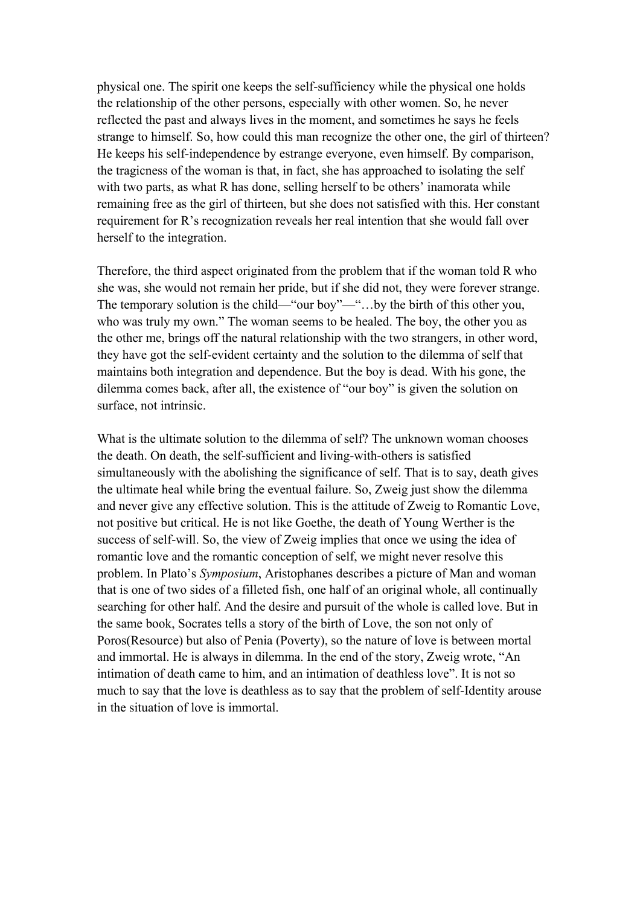physical one. The spirit one keeps the self-sufficiency while the physical one holds the relationship of the other persons, especially with other women. So, he never reflected the past and always lives in the moment, and sometimes he says he feels strange to himself. So, how could this man recognize the other one, the girl of thirteen? He keeps his self-independence by estrange everyone, even himself. By comparison, the tragicness of the woman is that, in fact, she has approached to isolating the self with two parts, as what R has done, selling herself to be others' inamorata while remaining free as the girl of thirteen, but she does not satisfied with this. Her constant requirement for R's recognization reveals her real intention that she would fall over herself to the integration.

Therefore, the third aspect originated from the problem that if the woman told R who she was, she would not remain her pride, but if she did not, they were forever strange. The temporary solution is the child—"our boy"—"…by the birth of this other you, who was truly my own." The woman seems to be healed. The boy, the other you as the other me, brings off the natural relationship with the two strangers, in other word, they have got the self-evident certainty and the solution to the dilemma of self that maintains both integration and dependence. But the boy is dead. With his gone, the dilemma comes back, after all, the existence of "our boy" is given the solution on surface, not intrinsic.

What is the ultimate solution to the dilemma of self? The unknown woman chooses the death. On death, the self-sufficient and living-with-others is satisfied simultaneously with the abolishing the significance of self. That is to say, death gives the ultimate heal while bring the eventual failure. So, Zweig just show the dilemma and never give any effective solution. This is the attitude of Zweig to Romantic Love, not positive but critical. He is not like Goethe, the death of Young Werther is the success of self-will. So, the view of Zweig implies that once we using the idea of romantic love and the romantic conception of self, we might never resolve this problem. In Plato's *Symposium*, Aristophanes describes a picture of Man and woman that is one of two sides of a filleted fish, one half of an original whole, all continually searching for other half. And the desire and pursuit of the whole is called love. But in the same book, Socrates tells a story of the birth of Love, the son not only of Poros(Resource) but also of Penia (Poverty), so the nature of love is between mortal and immortal. He is always in dilemma. In the end of the story, Zweig wrote, "An intimation of death came to him, and an intimation of deathless love". It is not so much to say that the love is deathless as to say that the problem of self-Identity arouse in the situation of love is immortal.